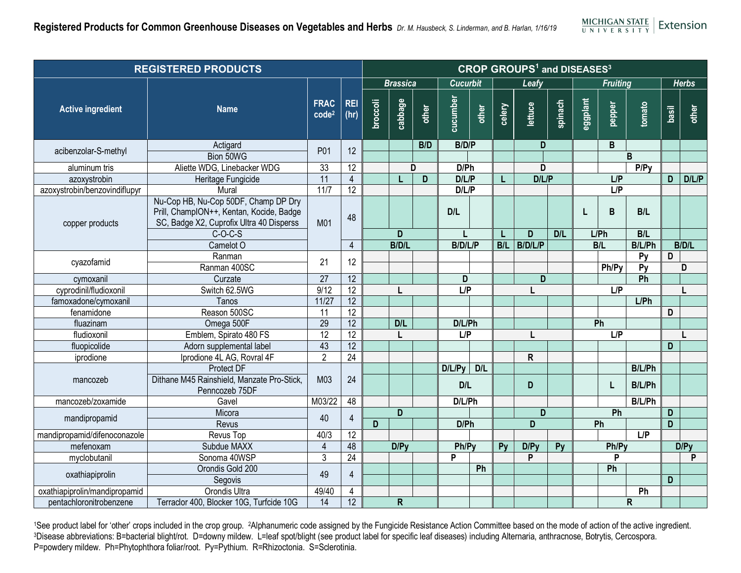# Registered Products for Common Greenhouse Diseases on Vegetables and Herbs

*Dr. M. Hausbeck, S. Linderman, and B. Harlan, 1/16/19*

MICHIGAN STATE UNIVERSITY | Extension

| REGISTERED PRODUCTS | | | | CROP GROUPS[1] and DISEASES[3] | | | | | | | | | | | | |
|---|---|---|---|---|---|---|---|---|---|---|---|---|---|---|---|---|
| | | | | *Brassica* | | | *Cucurbit* | | *Leafy* | | | *Fruiting* | | | *Herbs* | |
| **Active ingredient** | **Name** | **FRAC code[2]** | **REI (hr)** | **broccoli** | **cabbage** | **other** | **cucumber** | **other** | **celery** | **lettuce** | **spinach** | **eggplant** | **pepper** | **tomato** | **basil** | **other** |
| acibenzolar-S-methyl | Actigard | P01 | 12 | | | B/D | B/D/P | | | D | | | B | | | |
| | Bion 50WG | | | | | | | | | | | | | B | | |
| aluminum tris | Aliette WDG, Linebacker WDG | 33 | 12 | | D | | D/Ph | | | D | | | | P/Py | | |
| azoxystrobin | Heritage Fungicide | 11 | 4 | | L | D | D/L/P | | L | D/L/P | | | L/P | | D | D/L/P |
| azoxystrobin/benzovindiflupyr | Mural | 11/7 | 12 | | | | D/L/P | | | | | | L/P | | | |
| copper products | Nu-Cop HB, Nu-Cop 50DF, Champ DP Dry Prill, ChampION++, Kentan, Kocide, Badge SC, Badge X2, Cuprofix Ultra 40 Disperss | M01 | 48 | | | | D/L | | | | | L | B | B/L | | |
| | C-O-C-S | | | | D | | L | | L | D | D/L | L/Ph | | B/L | | |
| | Camelot O | | 4 | | B/D/L | | B/D/L/P | | B/L | B/D/L/P | | B/L | | B/L/Ph | | B/D/L |
| cyazofamid | Ranman | 21 | 12 | | | | | | | | | | | Py | D | |
| | Ranman 400SC | | | | | | | | | | | | Ph/Py | Py | | D |
| cymoxanil | Curzate | 27 | 12 | | | | D | | | D | | | | Ph | | |
| cyprodinil/fludioxonil | Switch 62.5WG | 9/12 | 12 | | L | | L/P | | | L | | | L/P | | | L |
| famoxadone/cymoxanil | Tanos | 11/27 | 12 | | | | | | | | | | | L/Ph | | |
| fenamidone | Reason 500SC | 11 | 12 | | | | | | | | | | | | D | |
| fluazinam | Omega 500F | 29 | 12 | | D/L | | D/L/Ph | | | | | Ph | | | | |
| fludioxonil | Emblem, Spirato 480 FS | 12 | 12 | | L | | L/P | | | L | | | L/P | | | L |
| fluopicolide | Adorn supplemental label | 43 | 12 | | | | | | | | | | | | D | |
| iprodione | Iprodione 4L AG, Rovral 4F | 2 | 24 | | | | | | | R | | | | | | |
| mancozeb | Protect DF | M03 | 24 | | | | D/L/Py | D/L | | | | | | B/L/Ph | | |
| | Dithane M45 Rainshield, Manzate Pro-Stick, Penncozeb 75DF | | | | | | D/L | | | D | | | L | B/L/Ph | | |
| mancozeb/zoxamide | Gavel | M03/22 | 48 | | | | D/L/Ph | | | | | | | B/L/Ph | | |
| mandipropamid | Micora | 40 | 4 | | D | | | | | D | | | Ph | | D | |
| | Revus | | | D | | | D/Ph | | | D | | Ph | | | D | |
| mandipropamid/difenoconazole | Revus Top | 40/3 | 12 | | | | | | | | | | | L/P | | |
| mefenoxam | Subdue MAXX | 4 | 48 | | D/Py | | Ph/Py | | Py | D/Py | Py | | Ph/Py | | | D/Py |
| myclobutanil | Sonoma 40WSP | 3 | 24 | | | | P | | | P | | | P | | | P |
| oxathiapiprolin | Orondis Gold 200 | 49 | 4 | | | | | Ph | | | | | Ph | | | |
| | Segovis | | | | | | | | | | | | | | D | |
| oxathiapiprolin/mandipropamid | Orondis Ultra | 49/40 | 4 | | | | | | | | | | | Ph | | |
| pentachloronitrobenzene | Terraclor 400, Blocker 10G, Turfcide 10G | 14 | 12 | | R | | | | | | | | | R | | |

[1]See product label for 'other' crops included in the crop group. [2]Alphanumeric code assigned by the Fungicide Resistance Action Committee based on the mode of action of the active ingredient.
[3]Disease abbreviations: B=bacterial blight/rot. D=downy mildew. L=leaf spot/blight (see product label for specific leaf diseases) including Alternaria, anthracnose, Botrytis, Cercospora.
P=powdery mildew. Ph=Phytophthora foliar/root. Py=Pythium. R=Rhizoctonia. S=Sclerotinia.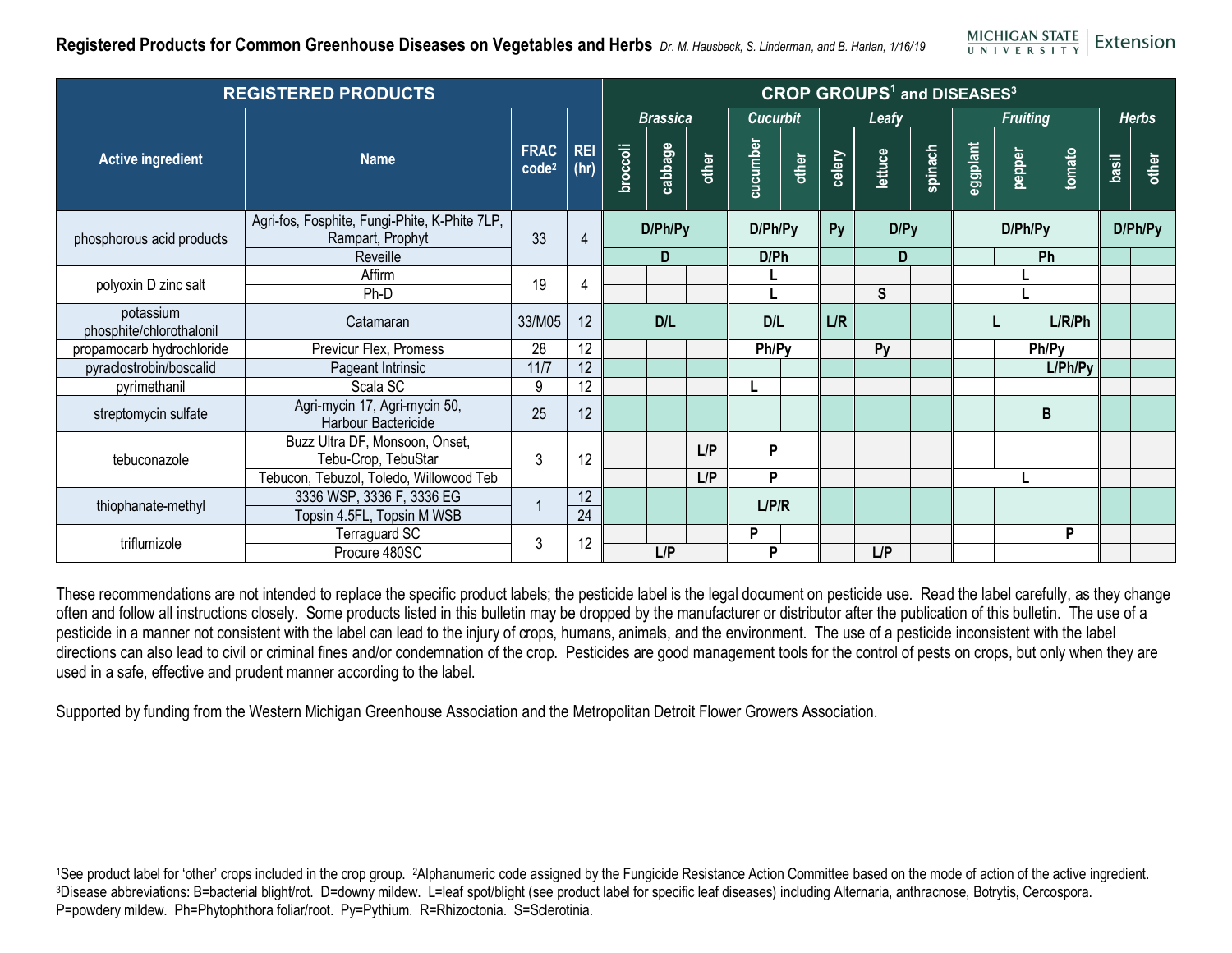| REGISTERED PRODUCTS | | | | CROP GROUPS[1] and DISEASES[3] | | | | | | | | | | | | |
|---|---|---|---|---|---|---|---|---|---|---|---|---|---|---|---|---|
| | | | | Brassica | | | Cucurbit | | Leafy | | | Fruiting | | | Herbs | |
| Active ingredient | Name | FRAC code[2] | REI (hr) | broccoli | cabbage | other | cucumber | other | celery | lettuce | spinach | eggplant | pepper | tomato | basil | other |
| phosphorous acid products | Agri-fos, Fosphite, Fungi-Phite, K-Phite 7LP, Rampart, Prophyt | 33 | 4 | | D/Ph/Py | | D/Ph/Py | | Py | D/Py | | | D/Ph/Py | | D/Ph/Py | |
| | Reveille | | | | D | | D/Ph | | | D | | | Ph | | | |
| polyoxin D zinc salt | Affirm | 19 | 4 | | | | L | | | | | | L | | | |
| | Ph-D | | | | | | L | | | S | | | L | | | |
| potassium phosphite/chlorothalonil | Catamaran | 33/M05 | 12 | | D/L | | D/L | | L/R | | | L | | L/R/Ph | | |
| propamocarb hydrochloride | Previcur Flex, Promess | 28 | 12 | | | | Ph/Py | | | Py | | | Ph/Py | | | |
| pyraclostrobin/boscalid | Pageant Intrinsic | 11/7 | 12 | | | | | | | | | | | L/Ph/Py | | |
| pyrimethanil | Scala SC | 9 | 12 | | | | L | | | | | | | | | |
| streptomycin sulfate | Agri-mycin 17, Agri-mycin 50, Harbour Bactericide | 25 | 12 | | | | | | | | | | B | | | |
| tebuconazole | Buzz Ultra DF, Monsoon, Onset, Tebu-Crop, TebuStar | 3 | 12 | | | L/P | P | | | | | | | | | |
| | Tebucon, Tebuzol, Toledo, Willowood Teb | | | | | L/P | P | | | | | | L | | | |
| thiophanate-methyl | 3336 WSP, 3336 F, 3336 EG | 1 | 12 | | | | L/P/R | | | | | | | | | |
| | Topsin 4.5FL, Topsin M WSB | | 24 | | | | | | | | | | | | | |
| triflumizole | Terraguard SC | 3 | 12 | | | | P | | | | | | | P | | |
| | Procure 480SC | | | | L/P | | P | | | L/P | | | | | | |

These recommendations are not intended to replace the specific product labels; the pesticide label is the legal document on pesticide use. Read the label carefully, as they change often and follow all instructions closely. Some products listed in this bulletin may be dropped by the manufacturer or distributor after the publication of this bulletin. The use of a pesticide in a manner not consistent with the label can lead to the injury of crops, humans, animals, and the environment. The use of a pesticide inconsistent with the label directions can also lead to civil or criminal fines and/or condemnation of the crop. Pesticides are good management tools for the control of pests on crops, but only when they are used in a safe, effective and prudent manner according to the label.

Supported by funding from the Western Michigan Greenhouse Association and the Metropolitan Detroit Flower Growers Association.

[1]See product label for 'other' crops included in the crop group. [2]Alphanumeric code assigned by the Fungicide Resistance Action Committee based on the mode of action of the active ingredient. [3]Disease abbreviations: B=bacterial blight/rot. D=downy mildew. L=leaf spot/blight (see product label for specific leaf diseases) including Alternaria, anthracnose, Botrytis, Cercospora. P=powdery mildew. Ph=Phytophthora foliar/root. Py=Pythium. R=Rhizoctonia. S=Sclerotinia.